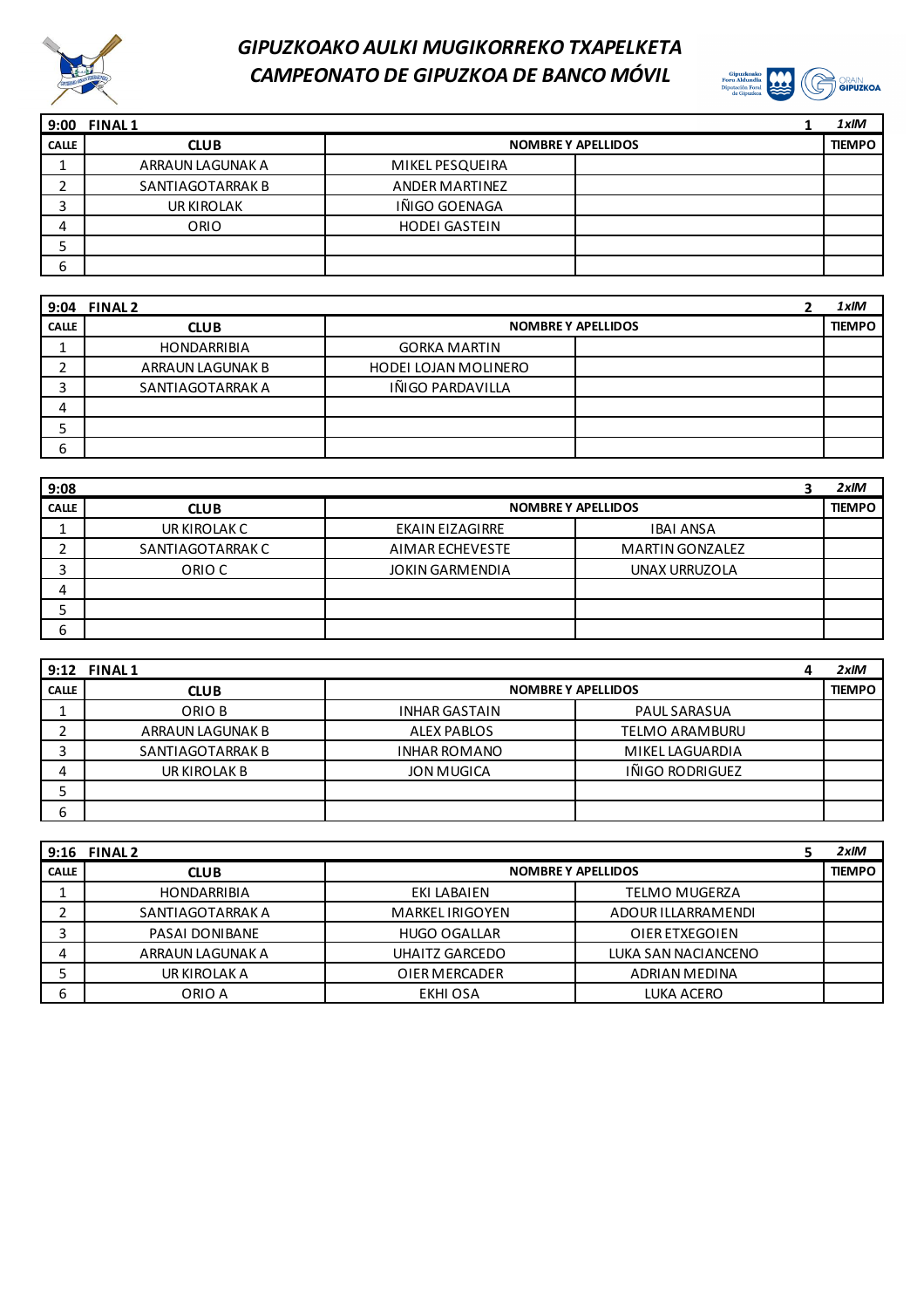# GIPUZKOAKO AULKI MUGIKORREKO TXAPELKETA
# CAMPEONATO DE GIPUZKOA DE BANCO MÓVIL

| 9:00 | FINAL 1 | | 1 | 1xIM |
|---|---|---|---|---|
| CALLE | CLUB | NOMBRE Y APELLIDOS | | TIEMPO |
| 1 | ARRAUN LAGUNAK A | MIKEL PESQUEIRA | | |
| 2 | SANTIAGOTARRAK B | ANDER MARTINEZ | | |
| 3 | UR KIROLAK | IÑIGO GOENAGA | | |
| 4 | ORIO | HODEI GASTEIN | | |
| 5 | | | | |
| 6 | | | | |

| 9:04 | FINAL 2 | | 2 | 1xIM |
|---|---|---|---|---|
| CALLE | CLUB | NOMBRE Y APELLIDOS | | TIEMPO |
| 1 | HONDARRIBIA | GORKA MARTIN | | |
| 2 | ARRAUN LAGUNAK B | HODEI LOJAN MOLINERO | | |
| 3 | SANTIAGOTARRAK A | IÑIGO PARDAVILLA | | |
| 4 | | | | |
| 5 | | | | |
| 6 | | | | |

| 9:08 | | | 3 | 2xIM |
|---|---|---|---|---|
| CALLE | CLUB | NOMBRE Y APELLIDOS | | TIEMPO |
| 1 | UR KIROLAK C | EKAIN EIZAGIRRE | IBAI ANSA | |
| 2 | SANTIAGOTARRAK C | AIMAR ECHEVESTE | MARTIN GONZALEZ | |
| 3 | ORIO C | JOKIN GARMENDIA | UNAX URRUZOLA | |
| 4 | | | | |
| 5 | | | | |
| 6 | | | | |

| 9:12 | FINAL 1 | | 4 | 2xIM |
|---|---|---|---|---|
| CALLE | CLUB | NOMBRE Y APELLIDOS | | TIEMPO |
| 1 | ORIO B | INHAR GASTAIN | PAUL SARASUA | |
| 2 | ARRAUN LAGUNAK B | ALEX PABLOS | TELMO ARAMBURU | |
| 3 | SANTIAGOTARRAK B | INHAR ROMANO | MIKEL LAGUARDIA | |
| 4 | UR KIROLAK B | JON MUGICA | IÑIGO RODRIGUEZ | |
| 5 | | | | |
| 6 | | | | |

| 9:16 | FINAL 2 | | 5 | 2xIM |
|---|---|---|---|---|
| CALLE | CLUB | NOMBRE Y APELLIDOS | | TIEMPO |
| 1 | HONDARRIBIA | EKI LABAIEN | TELMO MUGERZA | |
| 2 | SANTIAGOTARRAK A | MARKEL IRIGOYEN | ADOUR ILLARRAMENDI | |
| 3 | PASAI DONIBANE | HUGO OGALLAR | OIER ETXEGOIEN | |
| 4 | ARRAUN LAGUNAK A | UHAITZ GARCEDO | LUKA SAN NACIANCENO | |
| 5 | UR KIROLAK A | OIER MERCADER | ADRIAN MEDINA | |
| 6 | ORIO A | EKHI OSA | LUKA ACERO | |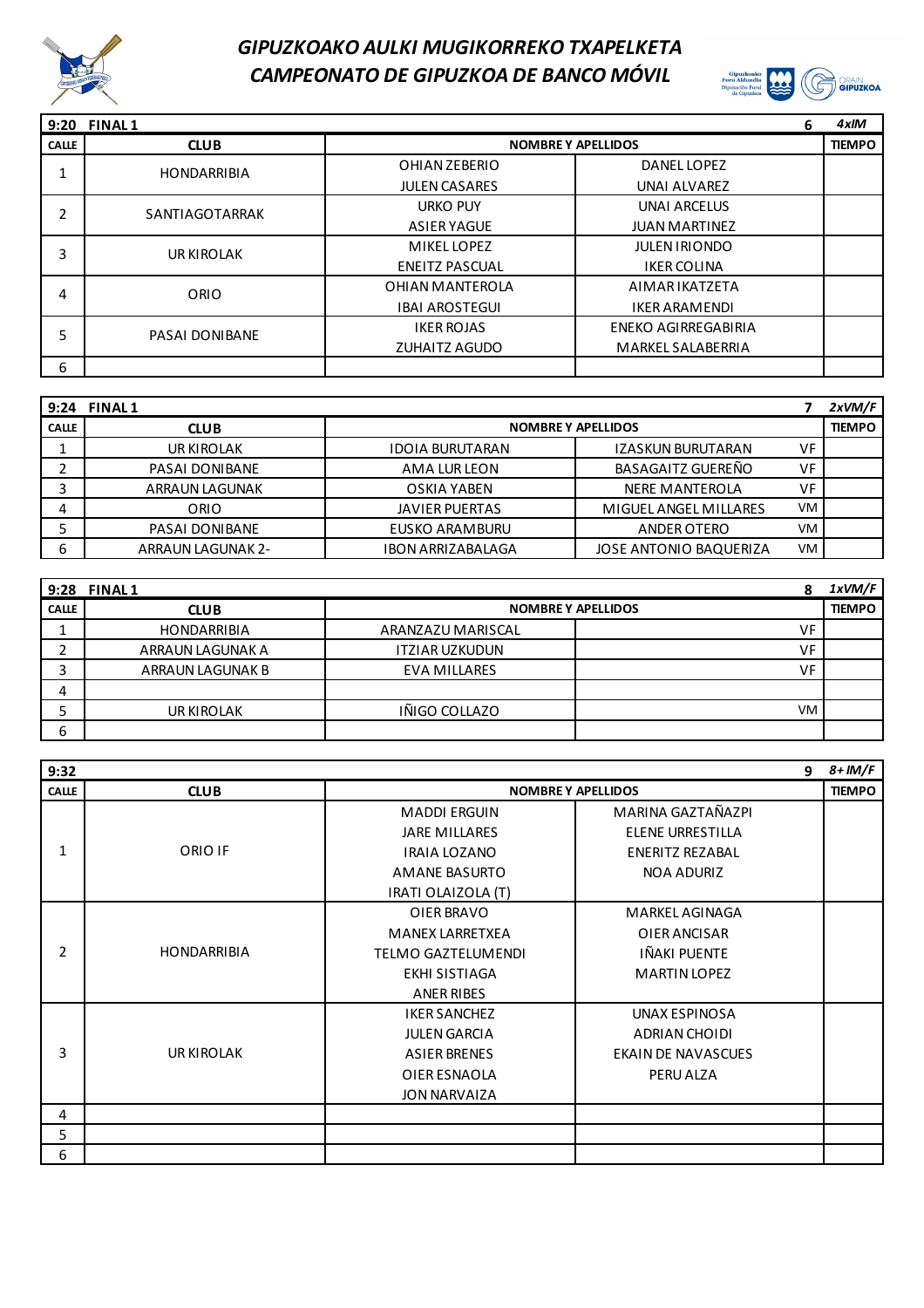# GIPUZKOAKO AULKI MUGIKORREKO TXAPELKETA
# CAMPEONATO DE GIPUZKOA DE BANCO MÓVIL

| 9:20 FINAL 1 | | | 6 | 4xIM |
|---|---|---|---|---|
| CALLE | CLUB | NOMBRE Y APELLIDOS | | TIEMPO |
| 1 | HONDARRIBIA | OHIAN ZEBERIO<br>JULEN CASARES | DANEL LOPEZ<br>UNAI ALVAREZ | |
| 2 | SANTIAGOTARRAK | URKO PUY<br>ASIER YAGUE | UNAI ARCELUS<br>JUAN MARTINEZ | |
| 3 | UR KIROLAK | MIKEL LOPEZ<br>ENEITZ PASCUAL | JULEN IRIONDO<br>IKER COLINA | |
| 4 | ORIO | OHIAN MANTEROLA<br>IBAI AROSTEGUI | AIMAR IKATZETA<br>IKER ARAMENDI | |
| 5 | PASAI DONIBANE | IKER ROJAS<br>ZUHAITZ AGUDO | ENEKO AGIRREGABIRIA<br>MARKEL SALABERRIA | |
| 6 | | | | |

| 9:24 FINAL 1 | | | | 7 | 2xVM/F |
|---|---|---|---|---|---|
| CALLE | CLUB | NOMBRE Y APELLIDOS | | | TIEMPO |
| 1 | UR KIROLAK | IDOIA BURUTARAN | IZASKUN BURUTARAN | VF | |
| 2 | PASAI DONIBANE | AMA LUR LEON | BASAGAITZ GUEREÑO | VF | |
| 3 | ARRAUN LAGUNAK | OSKIA YABEN | NERE MANTEROLA | VF | |
| 4 | ORIO | JAVIER PUERTAS | MIGUEL ANGEL MILLARES | VM | |
| 5 | PASAI DONIBANE | EUSKO ARAMBURU | ANDER OTERO | VM | |
| 6 | ARRAUN LAGUNAK 2- | IBON ARRIZABALAGA | JOSE ANTONIO BAQUERIZA | VM | |

| 9:28 FINAL 1 | | | | 8 | 1xVM/F |
|---|---|---|---|---|---|
| CALLE | CLUB | NOMBRE Y APELLIDOS | | | TIEMPO |
| 1 | HONDARRIBIA | ARANZAZU MARISCAL | | VF | |
| 2 | ARRAUN LAGUNAK A | ITZIAR UZKUDUN | | VF | |
| 3 | ARRAUN LAGUNAK B | EVA MILLARES | | VF | |
| 4 | | | | | |
| 5 | UR KIROLAK | IÑIGO COLLAZO | | VM | |
| 6 | | | | | |

| 9:32 | | | 9 | 8+ IM/F |
|---|---|---|---|---|
| CALLE | CLUB | NOMBRE Y APELLIDOS | | TIEMPO |
| 1 | ORIO IF | MADDI ERGUIN<br>JARE MILLARES<br>IRAIA LOZANO<br>AMANE BASURTO<br>IRATI OLAIZOLA (T) | MARINA GAZTAÑAZPI<br>ELENE URRESTILLA<br>ENERITZ REZABAL<br>NOA ADURIZ | |
| 2 | HONDARRIBIA | OIER BRAVO<br>MANEX LARRETXEA<br>TELMO GAZTELUMENDI<br>EKHI SISTIAGA<br>ANER RIBES | MARKEL AGINAGA<br>OIER ANCISAR<br>IÑAKI PUENTE<br>MARTIN LOPEZ | |
| 3 | UR KIROLAK | IKER SANCHEZ<br>JULEN GARCIA<br>ASIER BRENES<br>OIER ESNAOLA<br>JON NARVAIZA | UNAX ESPINOSA<br>ADRIAN CHOIDI<br>EKAIN DE NAVASCUES<br>PERU ALZA | |
| 4 | | | | |
| 5 | | | | |
| 6 | | | | |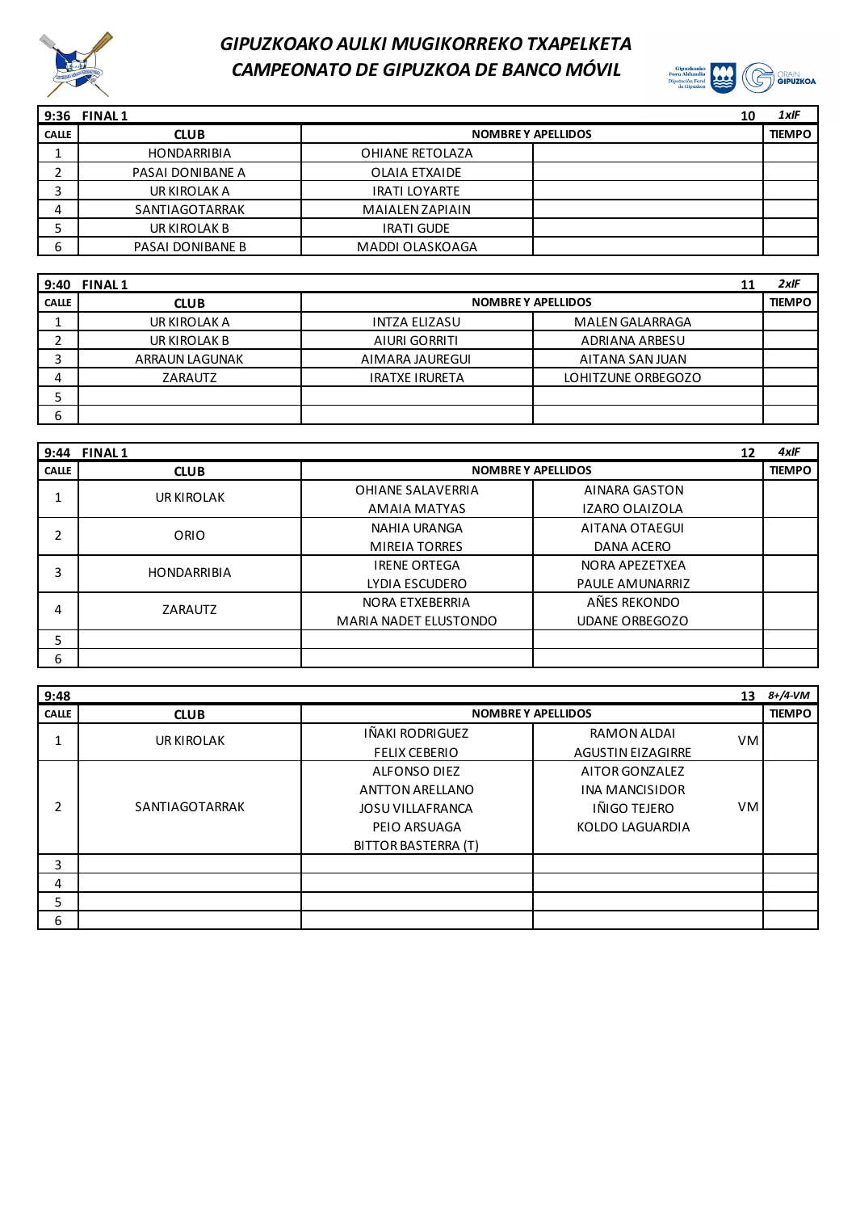# GIPUZKOAKO AULKI MUGIKORREKO TXAPELKETA
# CAMPEONATO DE GIPUZKOA DE BANCO MÓVIL

| 9:36 FINAL 1 | | | 10 | 1xlF |
|---|---|---|---|---|
| CALLE | CLUB | NOMBRE Y APELLIDOS | | TIEMPO |
| 1 | HONDARRIBIA | OHIANE RETOLAZA | | |
| 2 | PASAI DONIBANE A | OLAIA ETXAIDE | | |
| 3 | UR KIROLAK A | IRATI LOYARTE | | |
| 4 | SANTIAGOTARRAK | MAIALEN ZAPIAIN | | |
| 5 | UR KIROLAK B | IRATI GUDE | | |
| 6 | PASAI DONIBANE B | MADDI OLASKOAGA | | |

| 9:40 FINAL 1 | | | 11 | 2xlF |
|---|---|---|---|---|
| CALLE | CLUB | NOMBRE Y APELLIDOS | | TIEMPO |
| 1 | UR KIROLAK A | INTZA ELIZASU | MALEN GALARRAGA | |
| 2 | UR KIROLAK B | AIURI GORRITI | ADRIANA ARBESU | |
| 3 | ARRAUN LAGUNAK | AIMARA JAUREGUI | AITANA SAN JUAN | |
| 4 | ZARAUTZ | IRATXE IRURETA | LOHITZUNE ORBEGOZO | |
| 5 | | | | |
| 6 | | | | |

| 9:44 FINAL 1 | | | 12 | 4xlF |
|---|---|---|---|---|
| CALLE | CLUB | NOMBRE Y APELLIDOS | | TIEMPO |
| 1 | UR KIROLAK | OHIANE SALAVERRIA<br>AMAIA MATYAS | AINARA GASTON<br>IZARO OLAIZOLA | |
| 2 | ORIO | NAHIA URANGA<br>MIREIA TORRES | AITANA OTAEGUI<br>DANA ACERO | |
| 3 | HONDARRIBIA | IRENE ORTEGA<br>LYDIA ESCUDERO | NORA APEZETXEA<br>PAULE AMUNARRIZ | |
| 4 | ZARAUTZ | NORA ETXEBERRIA<br>MARIA NADET ELUSTONDO | AÑES REKONDO<br>UDANE ORBEGOZO | |
| 5 | | | | |
| 6 | | | | |

| 9:48 | | | 13 | 8+/4-VM |
|---|---|---|---|---|
| CALLE | CLUB | NOMBRE Y APELLIDOS | | TIEMPO |
| 1 | UR KIROLAK | IÑAKI RODRIGUEZ<br>FELIX CEBERIO | RAMON ALDAI<br>AGUSTIN EIZAGIRRE VM | |
| 2 | SANTIAGOTARRAK | ALFONSO DIEZ<br>ANTTON ARELLANO<br>JOSU VILLAFRANCA<br>PEIO ARSUAGA<br>BITTOR BASTERRA (T) | AITOR GONZALEZ<br>INA MANCISIDOR<br>IÑIGO TEJERO<br>KOLDO LAGUARDIA VM | |
| 3 | | | | |
| 4 | | | | |
| 5 | | | | |
| 6 | | | | |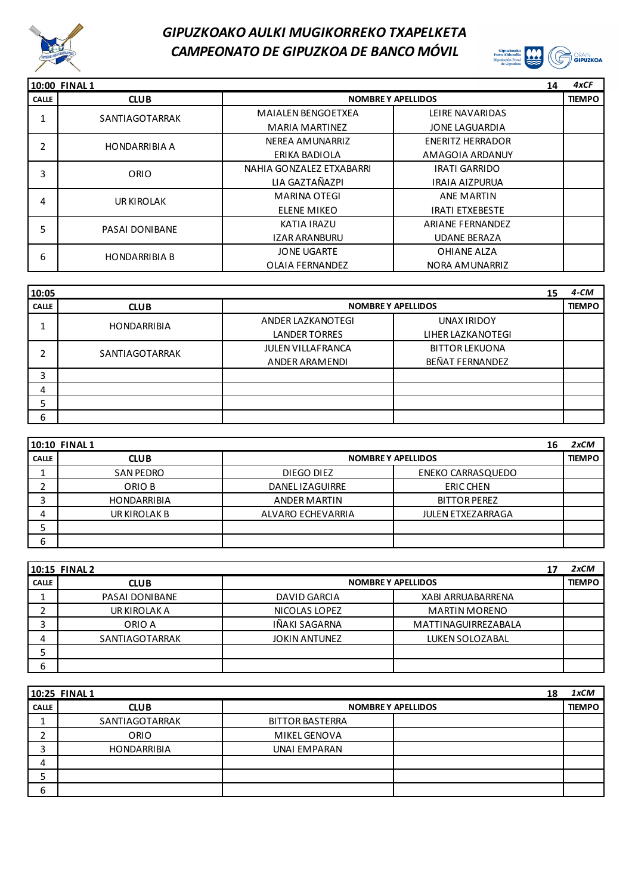## *GIPUZKOAKO AULKI MUGIKORREKO TXAPELKETA*
## *CAMPEONATO DE GIPUZKOA DE BANCO MÓVIL*

| 10:00 FINAL 1 | | | 14 | *4xCF* |
|---|---|---|---|---|
| **CALLE** | **CLUB** | **NOMBRE Y APELLIDOS** | | **TIEMPO** |
| 1 | SANTIAGOTARRAK | MAIALEN BENGOETXEA | LEIRE NAVARIDAS | |
| | | MARIA MARTINEZ | JONE LAGUARDIA | |
| 2 | HONDARRIBIA A | NEREA AMUNARRIZ | ENERITZ HERRADOR | |
| | | ERIKA BADIOLA | AMAGOIA ARDANUY | |
| 3 | ORIO | NAHIA GONZALEZ ETXABARRI | IRATI GARRIDO | |
| | | LIA GAZTAÑAZPI | IRAIA AIZPURUA | |
| 4 | UR KIROLAK | MARINA OTEGI | ANE MARTIN | |
| | | ELENE MIKEO | IRATI ETXEBESTE | |
| 5 | PASAI DONIBANE | KATIA IRAZU | ARIANE FERNANDEZ | |
| | | IZAR ARANBURU | UDANE BERAZA | |
| 6 | HONDARRIBIA B | JONE UGARTE | OHIANE ALZA | |
| | | OLAIA FERNANDEZ | NORA AMUNARRIZ | |

| 10:05 | | | 15 | *4-CM* |
|---|---|---|---|---|
| **CALLE** | **CLUB** | **NOMBRE Y APELLIDOS** | | **TIEMPO** |
| 1 | HONDARRIBIA | ANDER LAZKANOTEGI | UNAX IRIDOY | |
| | | LANDER TORRES | LIHER LAZKANOTEGI | |
| 2 | SANTIAGOTARRAK | JULEN VILLAFRANCA | BITTOR LEKUONA | |
| | | ANDER ARAMENDI | BEÑAT FERNANDEZ | |
| 3 | | | | |
| 4 | | | | |
| 5 | | | | |
| 6 | | | | |

| 10:10 FINAL 1 | | | 16 | *2xCM* |
|---|---|---|---|---|
| **CALLE** | **CLUB** | **NOMBRE Y APELLIDOS** | | **TIEMPO** |
| 1 | SAN PEDRO | DIEGO DIEZ | ENEKO CARRASQUEDO | |
| 2 | ORIO B | DANEL IZAGUIRRE | ERIC CHEN | |
| 3 | HONDARRIBIA | ANDER MARTIN | BITTOR PEREZ | |
| 4 | UR KIROLAK B | ALVARO ECHEVARRIA | JULEN ETXEZARRAGA | |
| 5 | | | | |
| 6 | | | | |

| 10:15 FINAL 2 | | | 17 | *2xCM* |
|---|---|---|---|---|
| **CALLE** | **CLUB** | **NOMBRE Y APELLIDOS** | | **TIEMPO** |
| 1 | PASAI DONIBANE | DAVID GARCIA | XABI ARRUABARRENA | |
| 2 | UR KIROLAK A | NICOLAS LOPEZ | MARTIN MORENO | |
| 3 | ORIO A | IÑAKI SAGARNA | MATTINAGUIRREZABALA | |
| 4 | SANTIAGOTARRAK | JOKIN ANTUNEZ | LUKEN SOLOZABAL | |
| 5 | | | | |
| 6 | | | | |

| 10:25 FINAL 1 | | | 18 | *1xCM* |
|---|---|---|---|---|
| **CALLE** | **CLUB** | **NOMBRE Y APELLIDOS** | | **TIEMPO** |
| 1 | SANTIAGOTARRAK | BITTOR BASTERRA | | |
| 2 | ORIO | MIKEL GENOVA | | |
| 3 | HONDARRIBIA | UNAI EMPARAN | | |
| 4 | | | | |
| 5 | | | | |
| 6 | | | | |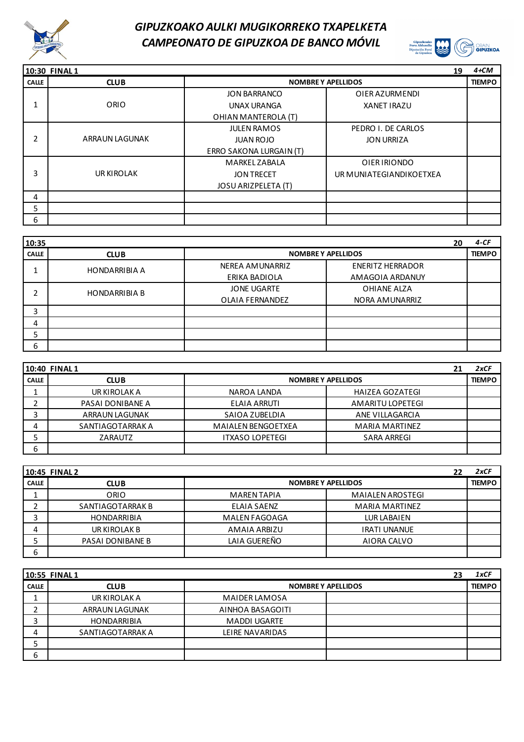# GIPUZKOAKO AULKI MUGIKORREKO TXAPELKETA
# CAMPEONATO DE GIPUZKOA DE BANCO MÓVIL

| 10:30 FINAL 1 | | 19 | | 4+CM |
|---|---|---|---|---|
| CALLE | CLUB | NOMBRE Y APELLIDOS | | TIEMPO |
| 1 | ORIO | JON BARRANCO<br>UNAX URANGA<br>OHIAN MANTEROLA (T) | OIER AZURMENDI<br>XANET IRAZU | |
| 2 | ARRAUN LAGUNAK | JULEN RAMOS<br>JUAN ROJO<br>ERRO SAKONA LURGAIN (T) | PEDRO I. DE CARLOS<br>JON URRIZA | |
| 3 | UR KIROLAK | MARKEL ZABALA<br>JON TRECET<br>JOSU ARIZPELETA (T) | OIER IRIONDO<br>UR MUNIATEGIANDIKOETXEA | |
| 4 | | | | |
| 5 | | | | |
| 6 | | | | |

| 10:35 | | 20 | | 4-CF |
|---|---|---|---|---|
| CALLE | CLUB | NOMBRE Y APELLIDOS | | TIEMPO |
| 1 | HONDARRIBIA A | NEREA AMUNARRIZ<br>ERIKA BADIOLA | ENERITZ HERRADOR<br>AMAGOIA ARDANUY | |
| 2 | HONDARRIBIA B | JONE UGARTE<br>OLAIA FERNANDEZ | OHIANE ALZA<br>NORA AMUNARRIZ | |
| 3 | | | | |
| 4 | | | | |
| 5 | | | | |
| 6 | | | | |

| 10:40 FINAL 1 | | 21 | | 2xCF |
|---|---|---|---|---|
| CALLE | CLUB | NOMBRE Y APELLIDOS | | TIEMPO |
| 1 | UR KIROLAK A | NAROA LANDA | HAIZEA GOZATEGI | |
| 2 | PASAI DONIBANE A | ELAIA ARRUTI | AMARITU LOPETEGI | |
| 3 | ARRAUN LAGUNAK | SAIOA ZUBELDIA | ANE VILLAGARCIA | |
| 4 | SANTIAGOTARRAK A | MAIALEN BENGOETXEA | MARIA MARTINEZ | |
| 5 | ZARAUTZ | ITXASO LOPETEGI | SARA ARREGI | |
| 6 | | | | |

| 10:45 FINAL 2 | | 22 | | 2xCF |
|---|---|---|---|---|
| CALLE | CLUB | NOMBRE Y APELLIDOS | | TIEMPO |
| 1 | ORIO | MAREN TAPIA | MAIALEN AROSTEGI | |
| 2 | SANTIAGOTARRAK B | ELAIA SAENZ | MARIA MARTINEZ | |
| 3 | HONDARRIBIA | MALEN FAGOAGA | LUR LABAIEN | |
| 4 | UR KIROLAK B | AMAIA ARBIZU | IRATI UNANUE | |
| 5 | PASAI DONIBANE B | LAIA GUEREÑO | AIORA CALVO | |
| 6 | | | | |

| 10:55 FINAL 1 | | 23 | | 1xCF |
|---|---|---|---|---|
| CALLE | CLUB | NOMBRE Y APELLIDOS | | TIEMPO |
| 1 | UR KIROLAK A | MAIDER LAMOSA | | |
| 2 | ARRAUN LAGUNAK | AINHOA BASAGOITI | | |
| 3 | HONDARRIBIA | MADDI UGARTE | | |
| 4 | SANTIAGOTARRAK A | LEIRE NAVARIDAS | | |
| 5 | | | | |
| 6 | | | | |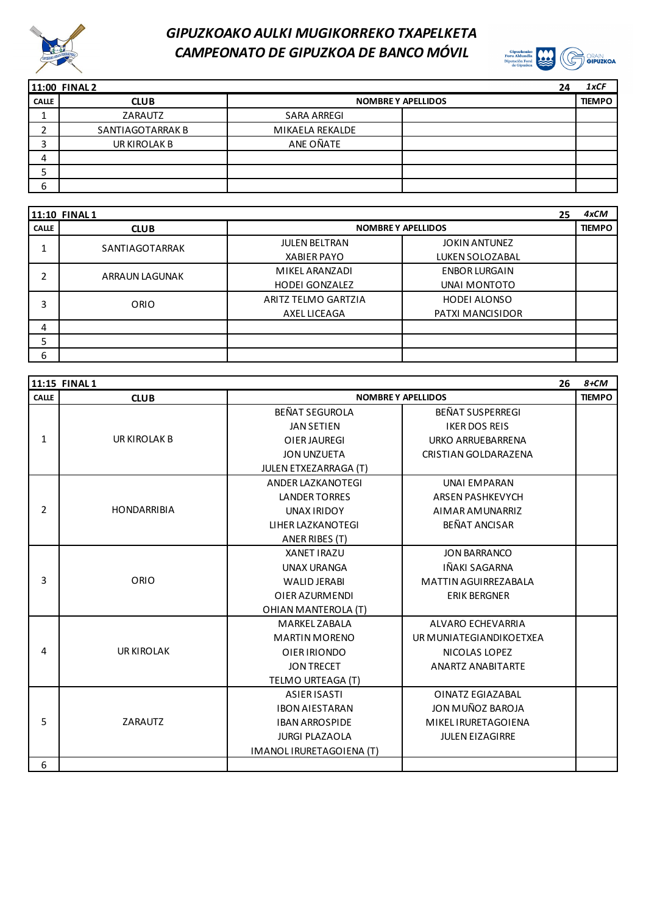# GIPUZKOAKO AULKI MUGIKORREKO TXAPELKETA
# CAMPEONATO DE GIPUZKOA DE BANCO MÓVIL

| 11:00 FINAL 2 | | | 24 | 1xCF |
|---|---|---|---|---|
| CALLE | CLUB | NOMBRE Y APELLIDOS | | TIEMPO |
| 1 | ZARAUTZ | SARA ARREGI | | |
| 2 | SANTIAGOTARRAK B | MIKAELA REKALDE | | |
| 3 | UR KIROLAK B | ANE OÑATE | | |
| 4 | | | | |
| 5 | | | | |
| 6 | | | | |

| 11:10 FINAL 1 | | | 25 | 4xCM |
|---|---|---|---|---|
| CALLE | CLUB | NOMBRE Y APELLIDOS | | TIEMPO |
| 1 | SANTIAGOTARRAK | JULEN BELTRAN<br>XABIER PAYO | JOKIN ANTUNEZ<br>LUKEN SOLOZABAL | |
| 2 | ARRAUN LAGUNAK | MIKEL ARANZADI<br>HODEI GONZALEZ | ENBOR LURGAIN<br>UNAI MONTOTO | |
| 3 | ORIO | ARITZ TELMO GARTZIA<br>AXEL LICEAGA | HODEI ALONSO<br>PATXI MANCISIDOR | |
| 4 | | | | |
| 5 | | | | |
| 6 | | | | |

| 11:15 FINAL 1 | | | 26 | 8+CM |
|---|---|---|---|---|
| CALLE | CLUB | NOMBRE Y APELLIDOS | | TIEMPO |
| 1 | UR KIROLAK B | BEÑAT SEGUROLA<br>JAN SETIEN<br>OIER JAUREGI<br>JON UNZUETA<br>JULEN ETXEZARRAGA (T) | BEÑAT SUSPERREGI<br>IKER DOS REIS<br>URKO ARRUEBARRENA<br>CRISTIAN GOLDARAZENA | |
| 2 | HONDARRIBIA | ANDER LAZKANOTEGI<br>LANDER TORRES<br>UNAX IRIDOY<br>LIHER LAZKANOTEGI<br>ANER RIBES (T) | UNAI EMPARAN<br>ARSEN PASHKEVYCH<br>AIMAR AMUNARRIZ<br>BEÑAT ANCISAR | |
| 3 | ORIO | XANET IRAZU<br>UNAX URANGA<br>WALID JERABI<br>OIER AZURMENDI<br>OHIAN MANTEROLA (T) | JON BARRANCO<br>IÑAKI SAGARNA<br>MATTIN AGUIRREZABALA<br>ERIK BERGNER | |
| 4 | UR KIROLAK | MARKEL ZABALA<br>MARTIN MORENO<br>OIER IRIONDO<br>JON TRECET<br>TELMO URTEAGA (T) | ALVARO ECHEVARRIA<br>UR MUNIATEGIANDIKOETXEA<br>NICOLAS LOPEZ<br>ANARTZ ANABITARTE | |
| 5 | ZARAUTZ | ASIER ISASTI<br>IBON AIESTARAN<br>IBAN ARROSPIDE<br>JURGI PLAZAOLA<br>IMANOL IRURETAGOIENA (T) | OINATZ EGIAZABAL<br>JON MUÑOZ BAROJA<br>MIKEL IRURETAGOIENA<br>JULEN EIZAGIRRE | |
| 6 | | | | |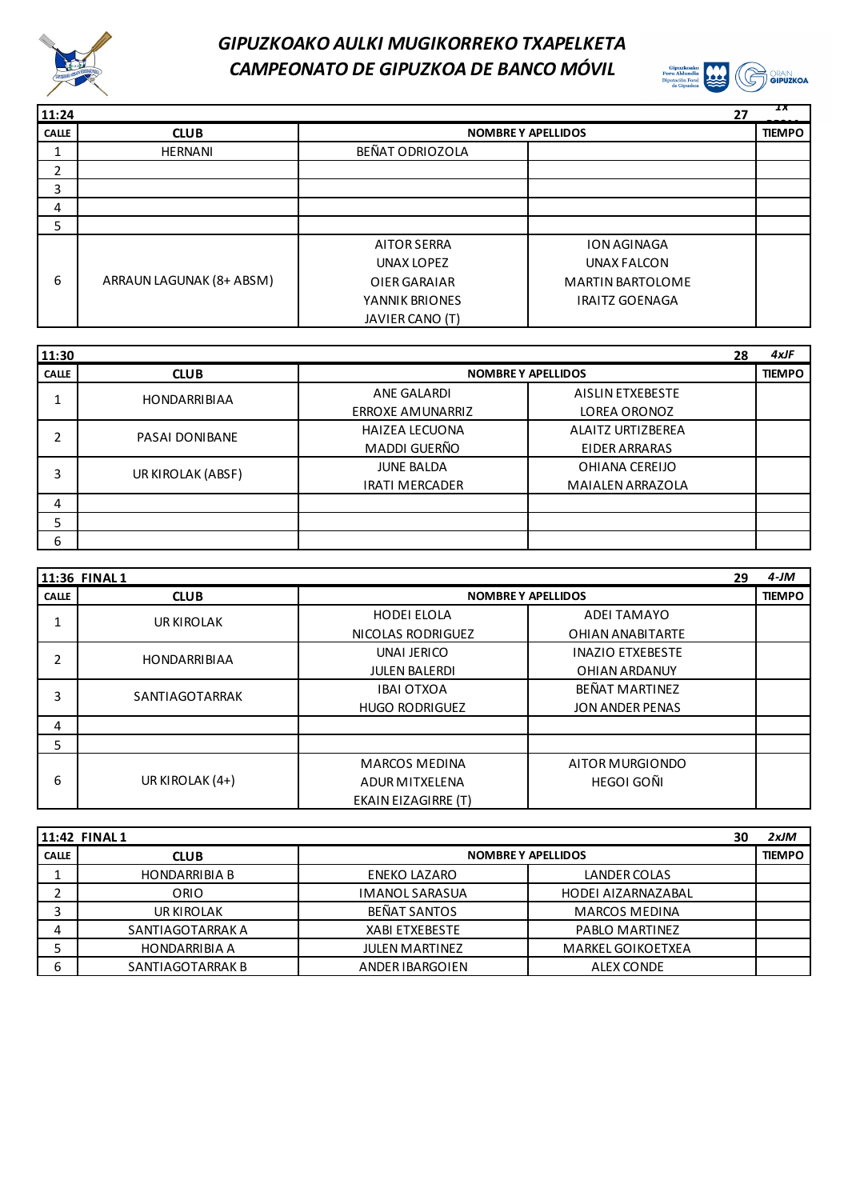## *GIPUZKOAKO AULKI MUGIKORREKO TXAPELKETA*
## *CAMPEONATO DE GIPUZKOA DE BANCO MÓVIL*

| 11:24 | | | 27 | 1x |
|---|---|---|---|---|
| CALLE | CLUB | NOMBRE Y APELLIDOS | | TIEMPO |
| 1 | HERNANI | BEÑAT ODRIOZOLA | | |
| 2 | | | | |
| 3 | | | | |
| 4 | | | | |
| 5 | | | | |
| 6 | ARRAUN LAGUNAK (8+ ABSM) | AITOR SERRA<br>UNAX LOPEZ<br>OIER GARAIAR<br>YANNIK BRIONES<br>JAVIER CANO (T) | ION AGINAGA<br>UNAX FALCON<br>MARTIN BARTOLOME<br>IRAITZ GOENAGA | |

| 11:30 | | | 28 | 4xJF |
|---|---|---|---|---|
| CALLE | CLUB | NOMBRE Y APELLIDOS | | TIEMPO |
| 1 | HONDARRIBIAA | ANE GALARDI<br>ERROXE AMUNARRIZ | AISLIN ETXEBESTE<br>LOREA ORONOZ | |
| 2 | PASAI DONIBANE | HAIZEA LECUONA<br>MADDI GUEÑO | ALAITZ URTIZBEREA<br>EIDER ARRARAS | |
| 3 | UR KIROLAK (ABSF) | JUNE BALDA<br>IRATI MERCADER | OHIANA CEREIJO<br>MAIALEN ARRAZOLA | |
| 4 | | | | |
| 5 | | | | |
| 6 | | | | |

| 11:36 FINAL 1 | | | 29 | 4-JM |
|---|---|---|---|---|
| CALLE | CLUB | NOMBRE Y APELLIDOS | | TIEMPO |
| 1 | UR KIROLAK | HODEI ELOLA<br>NICOLAS RODRIGUEZ | ADEI TAMAYO<br>OHIAN ANABITARTE | |
| 2 | HONDARRIBIAA | UNAI JERICO<br>JULEN BALERDI | INAZIO ETXEBESTE<br>OHIAN ARDANUY | |
| 3 | SANTIAGOTARRAK | IBAI OTXOA<br>HUGO RODRIGUEZ | BEÑAT MARTINEZ<br>JON ANDER PENAS | |
| 4 | | | | |
| 5 | | | | |
| 6 | UR KIROLAK (4+) | MARCOS MEDINA<br>ADUR MITXELENA<br>EKAIN EIZAGIRRE (T) | AITOR MURGIONDO<br>HEGOI GOÑI | |

| 11:42 FINAL 1 | | | 30 | 2xJM |
|---|---|---|---|---|
| CALLE | CLUB | NOMBRE Y APELLIDOS | | TIEMPO |
| 1 | HONDARRIBIA B | ENEKO LAZARO | LANDER COLAS | |
| 2 | ORIO | IMANOL SARASUA | HODEI AIZARNAZABAL | |
| 3 | UR KIROLAK | BEÑAT SANTOS | MARCOS MEDINA | |
| 4 | SANTIAGOTARRAK A | XABI ETXEBESTE | PABLO MARTINEZ | |
| 5 | HONDARRIBIA A | JULEN MARTINEZ | MARKEL GOIKOETXEA | |
| 6 | SANTIAGOTARRAK B | ANDER IBARGOIEN | ALEX CONDE | |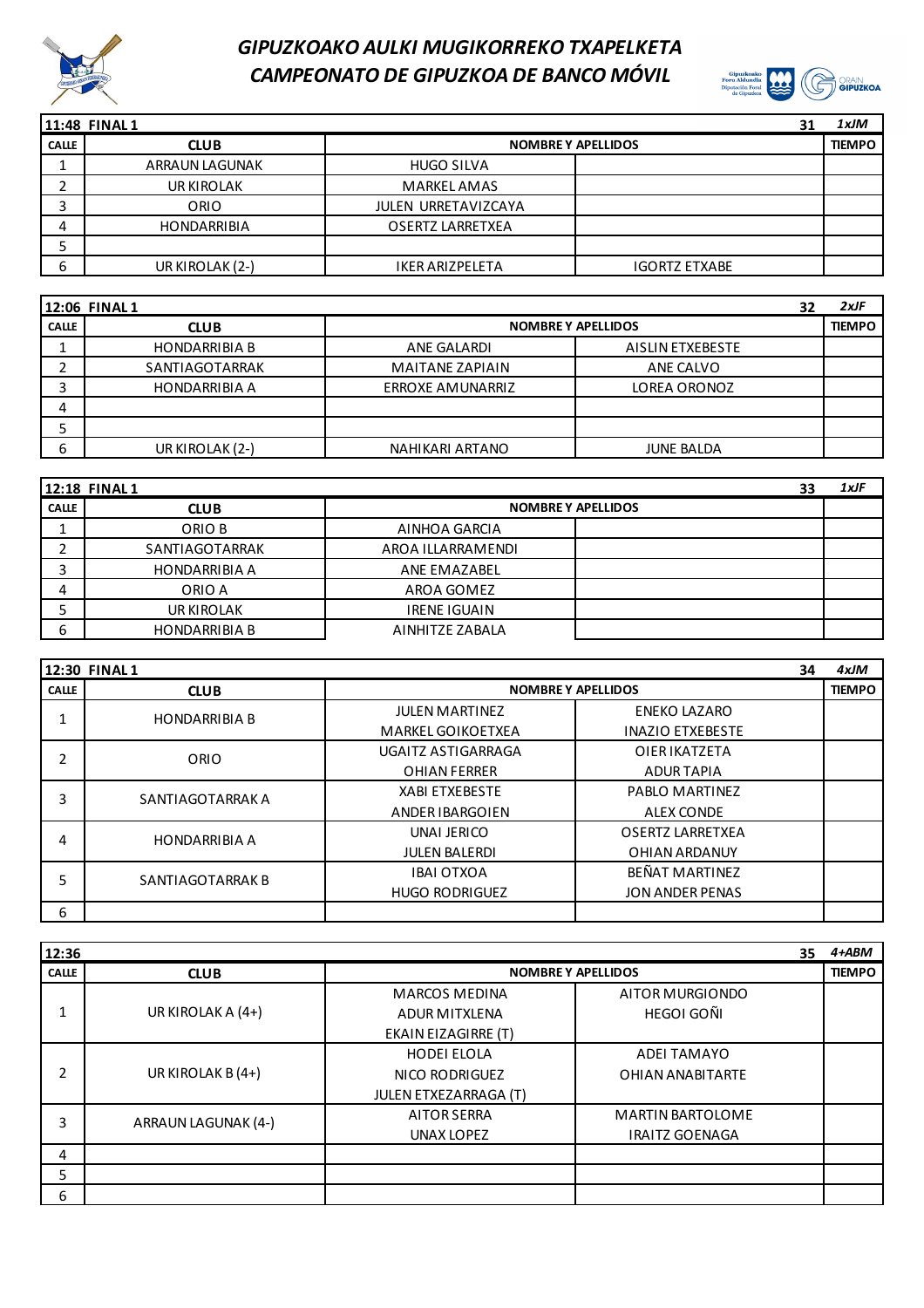# GIPUZKOAKO AULKI MUGIKORREKO TXAPELKETA
# CAMPEONATO DE GIPUZKOA DE BANCO MÓVIL

| 11:48 FINAL 1 | | | 31 | 1xJM |
|---|---|---|---|---|
| CALLE | CLUB | NOMBRE Y APELLIDOS | | TIEMPO |
| 1 | ARRAUN LAGUNAK | HUGO SILVA | | |
| 2 | UR KIROLAK | MARKEL AMAS | | |
| 3 | ORIO | JULEN URRETAVIZCAYA | | |
| 4 | HONDARRIBIA | OSERTZ LARRETXEA | | |
| 5 | | | | |
| 6 | UR KIROLAK (2-) | IKER ARIZPELETA | IGORTZ ETXABE | |

| 12:06 FINAL 1 | | | 32 | 2xJF |
|---|---|---|---|---|
| CALLE | CLUB | NOMBRE Y APELLIDOS | | TIEMPO |
| 1 | HONDARRIBIA B | ANE GALARDI | AISLIN ETXEBESTE | |
| 2 | SANTIAGOTARRAK | MAITANE ZAPIAIN | ANE CALVO | |
| 3 | HONDARRIBIA A | ERROXE AMUNARRIZ | LOREA ORONOZ | |
| 4 | | | | |
| 5 | | | | |
| 6 | UR KIROLAK (2-) | NAHIKARI ARTANO | JUNE BALDA | |

| 12:18 FINAL 1 | | | 33 | 1xJF |
|---|---|---|---|---|
| CALLE | CLUB | NOMBRE Y APELLIDOS | | |
| 1 | ORIO B | AINHOA GARCIA | | |
| 2 | SANTIAGOTARRAK | AROA ILLARRAMENDI | | |
| 3 | HONDARRIBIA A | ANE EMAZABEL | | |
| 4 | ORIO A | AROA GOMEZ | | |
| 5 | UR KIROLAK | IRENE IGUAIN | | |
| 6 | HONDARRIBIA B | AINHITZE ZABALA | | |

| 12:30 FINAL 1 | | | 34 | 4xJM |
|---|---|---|---|---|
| CALLE | CLUB | NOMBRE Y APELLIDOS | | TIEMPO |
| 1 | HONDARRIBIA B | JULEN MARTINEZ<br>MARKEL GOIKOETXEA | ENEKO LAZARO<br>INAZIO ETXEBESTE | |
| 2 | ORIO | UGAITZ ASTIGARRAGA<br>OHIAN FERRER | OIER IKATZETA<br>ADUR TAPIA | |
| 3 | SANTIAGOTARRAK A | XABI ETXEBESTE<br>ANDER IBARGOIEN | PABLO MARTINEZ<br>ALEX CONDE | |
| 4 | HONDARRIBIA A | UNAI JERICO<br>JULEN BALERDI | OSERTZ LARRETXEA<br>OHIAN ARDANUY | |
| 5 | SANTIAGOTARRAK B | IBAI OTXOA<br>HUGO RODRIGUEZ | BEÑAT MARTINEZ<br>JON ANDER PENAS | |
| 6 | | | | |

| 12:36 | | | 35 | 4+ABM |
|---|---|---|---|---|
| CALLE | CLUB | NOMBRE Y APELLIDOS | | TIEMPO |
| 1 | UR KIROLAK A (4+) | MARCOS MEDINA<br>ADUR MITXLENA<br>EKAIN EIZAGIRRE (T) | AITOR MURGIONDO<br>HEGOI GOÑI | |
| 2 | UR KIROLAK B (4+) | HODEI ELOLA<br>NICO RODRIGUEZ<br>JULEN ETXEZARRAGA (T) | ADEI TAMAYO<br>OHIAN ANABITARTE | |
| 3 | ARRAUN LAGUNAK (4-) | AITOR SERRA<br>UNAX LOPEZ | MARTIN BARTOLOME<br>IRAITZ GOENAGA | |
| 4 | | | | |
| 5 | | | | |
| 6 | | | | |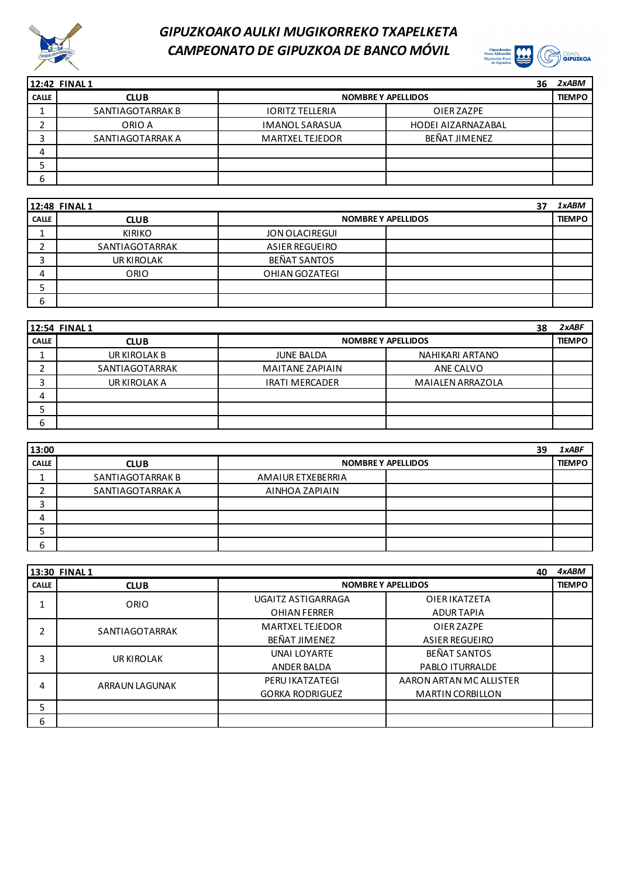# *GIPUZKOAKO AULKI MUGIKORREKO TXAPELKETA*
# *CAMPEONATO DE GIPUZKOA DE BANCO MÓVIL*

| 12:42 FINAL 1 | | | 36 | *2xABM* |
|---|---|---|---|---|
| **CALLE** | **CLUB** | **NOMBRE Y APELLIDOS** | | **TIEMPO** |
| 1 | SANTIAGOTARRAK B | IORITZ TELLERIA | OIER ZAZPE | |
| 2 | ORIO A | IMANOL SARASUA | HODEI AIZARNAZABAL | |
| 3 | SANTIAGOTARRAK A | MARTXEL TEJEDOR | BEÑAT JIMENEZ | |
| 4 | | | | |
| 5 | | | | |
| 6 | | | | |

| 12:48 FINAL 1 | | | 37 | *1xABM* |
|---|---|---|---|---|
| **CALLE** | **CLUB** | **NOMBRE Y APELLIDOS** | | **TIEMPO** |
| 1 | KIRIKO | JON OLACIREGUI | | |
| 2 | SANTIAGOTARRAK | ASIER REGUEIRO | | |
| 3 | UR KIROLAK | BEÑAT SANTOS | | |
| 4 | ORIO | OHIAN GOZATEGI | | |
| 5 | | | | |
| 6 | | | | |

| 12:54 FINAL 1 | | | 38 | *2xABF* |
|---|---|---|---|---|
| **CALLE** | **CLUB** | **NOMBRE Y APELLIDOS** | | **TIEMPO** |
| 1 | UR KIROLAK B | JUNE BALDA | NAHIKARI ARTANO | |
| 2 | SANTIAGOTARRAK | MAITANE ZAPIAIN | ANE CALVO | |
| 3 | UR KIROLAK A | IRATI MERCADER | MAIALEN ARRAZOLA | |
| 4 | | | | |
| 5 | | | | |
| 6 | | | | |

| 13:00 | | | 39 | *1xABF* |
|---|---|---|---|---|
| **CALLE** | **CLUB** | **NOMBRE Y APELLIDOS** | | **TIEMPO** |
| 1 | SANTIAGOTARRAK B | AMAIUR ETXEBERRIA | | |
| 2 | SANTIAGOTARRAK A | AINHOA ZAPIAIN | | |
| 3 | | | | |
| 4 | | | | |
| 5 | | | | |
| 6 | | | | |

| 13:30 FINAL 1 | | | 40 | *4xABM* |
|---|---|---|---|---|
| **CALLE** | **CLUB** | **NOMBRE Y APELLIDOS** | | **TIEMPO** |
| 1 | ORIO | UGAITZ ASTIGARRAGA<br>OHIAN FERRER | OIER IKATZETA<br>ADUR TAPIA | |
| 2 | SANTIAGOTARRAK | MARTXEL TEJEDOR<br>BEÑAT JIMENEZ | OIER ZAZPE<br>ASIER REGUEIRO | |
| 3 | UR KIROLAK | UNAI LOYARTE<br>ANDER BALDA | BEÑAT SANTOS<br>PABLO ITURRALDE | |
| 4 | ARRAUN LAGUNAK | PERU IKATZATEGI<br>GORKA RODRIGUEZ | AARON ARTAN MC ALLISTER<br>MARTIN CORBILLON | |
| 5 | | | | |
| 6 | | | | |